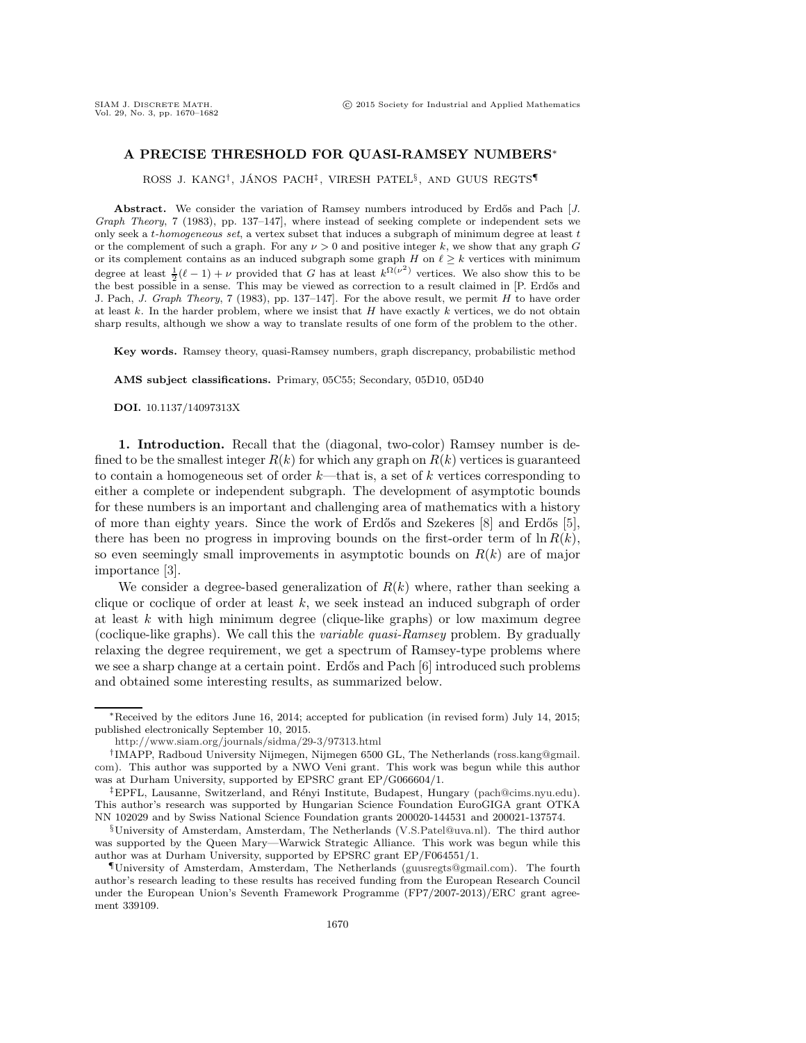# A PRECISE THRESHOLD FOR QUASI-RAMSEY NUMBERS*

ROSS J. KANG†, JÁNOS PACH‡, VIRESH PATEL§, AND GUUS REGTS¶

**Abstract.** We consider the variation of Ramsey numbers introduced by Erdős and Pach [*J. Graph Theory*, 7 (1983), pp. 137–147], where instead of seeking complete or independent sets we only seek a *t-homogeneous set*, a vertex subset that induces a subgraph of minimum degree at least $t$ or the complement of such a graph. For any $\nu > 0$ and positive integer $k$, we show that any graph $G$ or its complement contains as an induced subgraph some graph $H$ on $\ell \geq k$ vertices with minimum degree at least $\frac{1}{2}(\ell - 1) + \nu$ provided that $G$ has at least $k^{\Omega(\nu^2)}$ vertices. We also show this to be the best possible in a sense. This may be viewed as correction to a result claimed in [P. Erdős and J. Pach, *J. Graph Theory*, 7 (1983), pp. 137–147]. For the above result, we permit $H$ to have order at least $k$. In the harder problem, where we insist that $H$ have exactly $k$ vertices, we do not obtain sharp results, although we show a way to translate results of one form of the problem to the other.

**Key words.** Ramsey theory, quasi-Ramsey numbers, graph discrepancy, probabilistic method

**AMS subject classifications.** Primary, 05C55; Secondary, 05D10, 05D40

**DOI.** 10.1137/14097313X

## 1. Introduction.

Recall that the (diagonal, two-color) Ramsey number is defined to be the smallest integer $R(k)$ for which any graph on $R(k)$ vertices is guaranteed to contain a homogeneous set of order $k$—that is, a set of $k$ vertices corresponding to either a complete or independent subgraph. The development of asymptotic bounds for these numbers is an important and challenging area of mathematics with a history of more than eighty years. Since the work of Erdős and Szekeres [8] and Erdős [5], there has been no progress in improving bounds on the first-order term of $\ln R(k)$, so even seemingly small improvements in asymptotic bounds on $R(k)$ are of major importance [3].

We consider a degree-based generalization of $R(k)$ where, rather than seeking a clique or coclique of order at least $k$, we seek instead an induced subgraph of order at least $k$ with high minimum degree (clique-like graphs) or low maximum degree (coclique-like graphs). We call this the *variable quasi-Ramsey* problem. By gradually relaxing the degree requirement, we get a spectrum of Ramsey-type problems where we see a sharp change at a certain point. Erdős and Pach [6] introduced such problems and obtained some interesting results, as summarized below.

---

*Received by the editors June 16, 2014; accepted for publication (in revised form) July 14, 2015; published electronically September 10, 2015.

http://www.siam.org/journals/sidma/29-3/97313.html

†IMAPP, Radboud University Nijmegen, Nijmegen 6500 GL, The Netherlands (ross.kang@gmail.com). This author was supported by a NWO Veni grant. This work was begun while this author was at Durham University, supported by EPSRC grant EP/G066604/1.

‡EPFL, Lausanne, Switzerland, and Rényi Institute, Budapest, Hungary (pach@cims.nyu.edu). This author's research was supported by Hungarian Science Foundation EuroGIGA grant OTKA NN 102029 and by Swiss National Science Foundation grants 200020-144531 and 200021-137574.

§University of Amsterdam, Amsterdam, The Netherlands (V.S.Patel@uva.nl). The third author was supported by the Queen Mary—Warwick Strategic Alliance. This work was begun while this author was at Durham University, supported by EPSRC grant EP/F064551/1.

¶University of Amsterdam, Amsterdam, The Netherlands (guusregts@gmail.com). The fourth author's research leading to these results has received funding from the European Research Council under the European Union's Seventh Framework Programme (FP7/2007-2013)/ERC grant agreement 339109.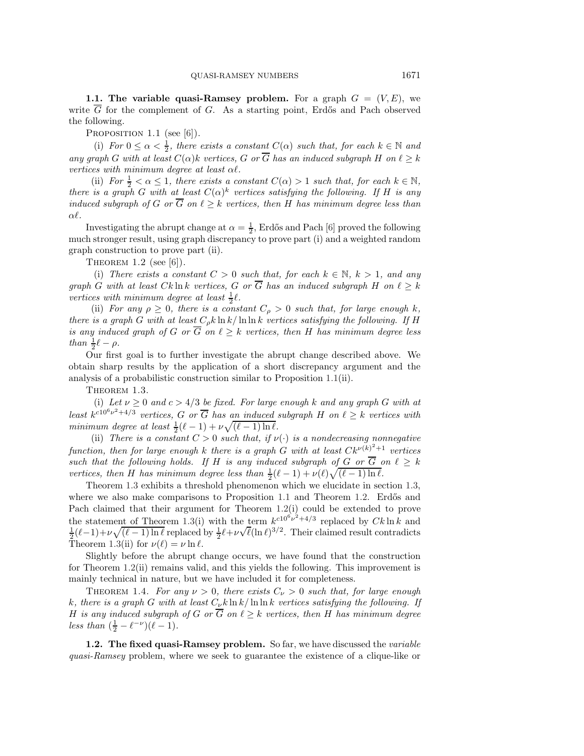**1.1. The variable quasi-Ramsey problem.** For a graph $G = (V, E)$, we write $\overline{G}$ for the complement of $G$. As a starting point, Erdős and Pach observed the following.

PROPOSITION 1.1 (see [6]).

(i) *For $0 \le \alpha < \frac{1}{2}$, there exists a constant $C(\alpha)$ such that, for each $k \in \mathbb{N}$ and any graph $G$ with at least $C(\alpha)k$ vertices, $G$ or $\overline{G}$ has an induced subgraph $H$ on $\ell \ge k$ vertices with minimum degree at least $\alpha\ell$.*

(ii) *For $\frac{1}{2} < \alpha \le 1$, there exists a constant $C(\alpha) > 1$ such that, for each $k \in \mathbb{N}$, there is a graph $G$ with at least $C(\alpha)^k$ vertices satisfying the following. If $H$ is any induced subgraph of $G$ or $\overline{G}$ on $\ell \ge k$ vertices, then $H$ has minimum degree less than $\alpha\ell$.*

Investigating the abrupt change at $\alpha = \frac{1}{2}$, Erdős and Pach [6] proved the following much stronger result, using graph discrepancy to prove part (i) and a weighted random graph construction to prove part (ii).

THEOREM 1.2 (see [6]).

(i) *There exists a constant $C > 0$ such that, for each $k \in \mathbb{N}$, $k > 1$, and any graph $G$ with at least $Ck \ln k$ vertices, $G$ or $\overline{G}$ has an induced subgraph $H$ on $\ell \ge k$ vertices with minimum degree at least $\frac{1}{2}\ell$.*

(ii) *For any $\rho \ge 0$, there is a constant $C_\rho > 0$ such that, for large enough $k$, there is a graph $G$ with at least $C_\rho k \ln k / \ln \ln k$ vertices satisfying the following. If $H$ is any induced graph of $G$ or $\overline{G}$ on $\ell \ge k$ vertices, then $H$ has minimum degree less than $\frac{1}{2}\ell - \rho$.*

Our first goal is to further investigate the abrupt change described above. We obtain sharp results by the application of a short discrepancy argument and the analysis of a probabilistic construction similar to Proposition 1.1(ii).

THEOREM 1.3.

(i) *Let $\nu \ge 0$ and $c > 4/3$ be fixed. For large enough $k$ and any graph $G$ with at least $k^{c10^6\nu^2+4/3}$ vertices, $G$ or $\overline{G}$ has an induced subgraph $H$ on $\ell \ge k$ vertices with minimum degree at least $\frac{1}{2}(\ell - 1) + \nu\sqrt{(\ell - 1)\ln \ell}$.*

(ii) *There is a constant $C > 0$ such that, if $\nu(\cdot)$ is a nondecreasing nonnegative function, then for large enough $k$ there is a graph $G$ with at least $Ck^{\nu(k)^2+1}$ vertices such that the following holds. If $H$ is any induced subgraph of $G$ or $\overline{G}$ on $\ell \ge k$ vertices, then $H$ has minimum degree less than $\frac{1}{2}(\ell - 1) + \nu(\ell)\sqrt{(\ell - 1)\ln \ell}$.*

Theorem 1.3 exhibits a threshold phenomenon which we elucidate in section 1.3, where we also make comparisons to Proposition 1.1 and Theorem 1.2. Erdős and Pach claimed that their argument for Theorem 1.2(i) could be extended to prove the statement of Theorem 1.3(i) with the term $k^{c10^6\nu^2+4/3}$ replaced by $Ck \ln k$ and $\frac{1}{2}(\ell-1)+\nu\sqrt{(\ell - 1)\ln \ell}$ replaced by $\frac{1}{2}\ell+\nu\sqrt{\ell}(\ln \ell)^{3/2}$. Their claimed result contradicts Theorem 1.3(ii) for $\nu(\ell) = \nu \ln \ell$.

Slightly before the abrupt change occurs, we have found that the construction for Theorem 1.2(ii) remains valid, and this yields the following. This improvement is mainly technical in nature, but we have included it for completeness.

THEOREM 1.4. *For any $\nu > 0$, there exists $C_\nu > 0$ such that, for large enough $k$, there is a graph $G$ with at least $C_\nu k \ln k / \ln \ln k$ vertices satisfying the following. If $H$ is any induced subgraph of $G$ or $\overline{G}$ on $\ell \ge k$ vertices, then $H$ has minimum degree less than $(\frac{1}{2} - \ell^{-\nu})(\ell - 1)$.*

**1.2. The fixed quasi-Ramsey problem.** So far, we have discussed the *variable quasi-Ramsey* problem, where we seek to guarantee the existence of a clique-like or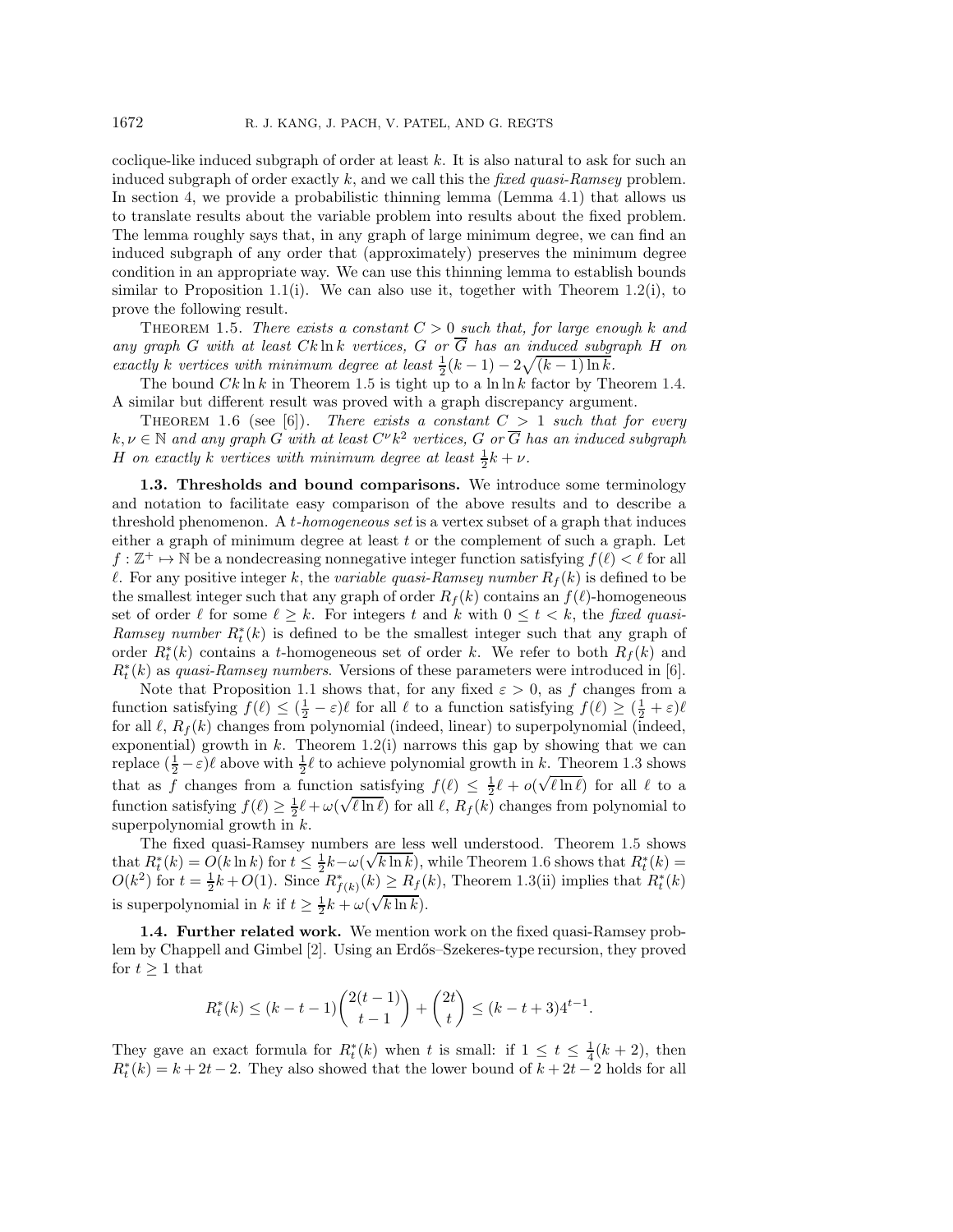coclique-like induced subgraph of order at least $k$. It is also natural to ask for such an induced subgraph of order exactly $k$, and we call this the *fixed quasi-Ramsey* problem. In section 4, we provide a probabilistic thinning integer lemma (Lemma 4.1) that allows us to translate results about the variable problem into results about the fixed problem. The lemma roughly says that, in any graph of large minimum degree, we can find an induced subgraph of any order that (approximately) preserves the minimum degree condition in an appropriate way. We can use this thinning lemma to establish bounds similar to Proposition 1.1(i). We can also use it, together with Theorem 1.2(i), to prove the following result.

THEOREM 1.5. *There exists a constant $C > 0$ such that, for large enough $k$ and any graph $G$ with at least $Ck \ln k$ vertices, $G$ or $\overline{G}$ has an induced subgraph $H$ on exactly $k$ vertices with minimum degree at least $\frac{1}{2}(k-1) - 2\sqrt{(k-1)\ln k}$.*

The bound $Ck \ln k$ in Theorem 1.5 is tight up to a $\ln \ln k$ factor by Theorem 1.4. A similar but different result was proved with a graph discrepancy argument.

THEOREM 1.6 (see [6]). *There exists a constant $C > 1$ such that for every $k, \nu \in \mathbb{N}$ and any graph $G$ with at least $C^\nu k^2$ vertices, $G$ or $\overline{G}$ has an induced subgraph $H$ on exactly $k$ vertices with minimum degree at least $\frac{1}{2}k + \nu$.*

**1.3. Thresholds and bound comparisons.** We introduce some terminology and notation to facilitate easy comparison of the above results and to describe a threshold phenomenon. A *$t$-homogeneous set* is a vertex subset of a graph that induces either a graph of minimum degree at least $t$ or the complement of such a graph. Let $f : \mathbb{Z}^+ \mapsto \mathbb{N}$ be a nondecreasing nonnegative integer function satisfying $f(\ell) < \ell$ for all $\ell$. For any positive integer $k$, the *variable quasi-Ramsey number* $R_f(k)$ is defined to be the smallest integer such that any graph of order $R_f(k)$ contains an $f(\ell)$-homogeneous set of order $\ell$ for some $\ell \geq k$. For integers $t$ and $k$ with $0 \leq t < k$, the *fixed quasi-Ramsey number* $R_t^*(k)$ is defined to be the smallest integer such that any graph of order $R_t^*(k)$ contains a $t$-homogeneous set of order $k$. We refer to both $R_f(k)$ and $R_t^*(k)$ as *quasi-Ramsey numbers*. Versions of these parameters were introduced in [6].

Note that Proposition 1.1 shows that, for any fixed $\varepsilon > 0$, as $f$ changes from a function satisfying $f(\ell) \leq (\frac{1}{2} - \varepsilon)\ell$ for all $\ell$ to a function satisfying $f(\ell) \geq (\frac{1}{2} + \varepsilon)\ell$ for all $\ell$, $R_f(k)$ changes from polynomial (indeed, linear) to superpolynomial (indeed, exponential) growth in $k$. Theorem 1.2(i) narrows this gap by showing that we can replace $(\frac{1}{2} - \varepsilon)\ell$ above with $\frac{1}{2}\ell$ to achieve polynomial growth in $k$. Theorem 1.3 shows that as $f$ changes from a function satisfying $f(\ell) \leq \frac{1}{2}\ell + o(\sqrt{\ell \ln \ell})$ for all $\ell$ to a function satisfying $f(\ell) \geq \frac{1}{2}\ell + \omega(\sqrt{\ell \ln \ell})$ for all $\ell$, $R_f(k)$ changes from polynomial to superpolynomial growth in $k$.

The fixed quasi-Ramsey numbers are less well understood. Theorem 1.5 shows that $R_t^*(k) = O(k \ln k)$ for $t \leq \frac{1}{2}k - \omega(\sqrt{k \ln k})$, while Theorem 1.6 shows that $R_t^*(k) = O(k^2)$ for $t = \frac{1}{2}k + O(1)$. Since $R_{f(k)}^*(k) \geq R_f(k)$, Theorem 1.3(ii) implies that $R_t^*(k)$ is superpolynomial in $k$ if $t \geq \frac{1}{2}k + \omega(\sqrt{k \ln k})$.

**1.4. Further related work.** We mention work on the fixed quasi-Ramsey problem by Chappell and Gimbel [2]. Using an Erdős–Szekeres-type recursion, they proved for $t \geq 1$ that

$$R_t^*(k) \leq (k - t - 1)\binom{2(t-1)}{t-1} + \binom{2t}{t} \leq (k - t + 3)4^{t-1}.$$

They gave an exact formula for $R_t^*(k)$ when $t$ is small: if $1 \leq t \leq \frac{1}{4}(k+2)$, then $R_t^*(k) = k + 2t - 2$. They also showed that the lower bound of $k + 2t - 2$ holds for all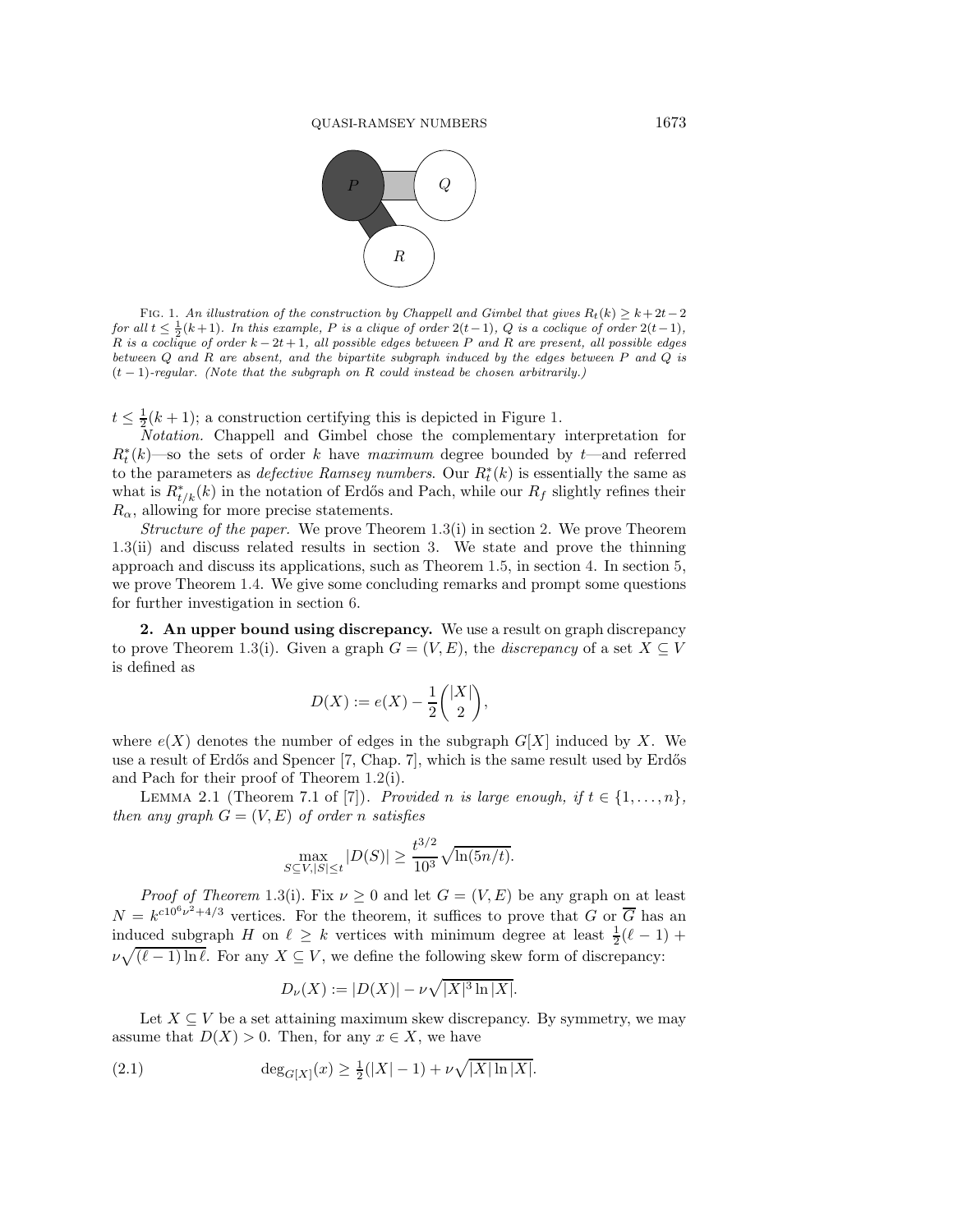FIG. 1. *An illustration of the construction by Chappell and Gimbel that gives $R_t(k) \geq k+2t-2$ for all $t \leq \frac{1}{2}(k+1)$. In this example, $P$ is a clique of order $2(t-1)$, $Q$ is a coclique of order $2(t-1)$, $R$ is a coclique of order $k-2t+1$, all possible edges between $P$ and $R$ are present, all possible edges between $Q$ and $R$ are absent, and the bipartite subgraph induced by the edges between $P$ and $Q$ is $(t-1)$-regular. (Note that the subgraph on $R$ could instead be chosen arbitrarily.)*

$t \leq \frac{1}{2}(k+1)$; a construction certifying this is depicted in Figure 1.

*Notation.* Chappell and Gimbel chose the complementary interpretation for $R^*_t(k)$—so the sets of order $k$ have *maximum* degree bounded by $t$—and referred to the parameters as *defective Ramsey numbers*. Our $R^*_t(k)$ is essentially the same as what is $R^*_{t/k}(k)$ in the notation of Erdős and Pach, while our $R_f$ slightly refines their $R_\alpha$, allowing for more precise statements.

*Structure of the paper.* We prove Theorem 1.3(i) in section 2. We prove Theorem 1.3(ii) and discuss related results in section 3. We state and prove the thinning approach and discuss its applications, such as Theorem 1.5, in section 4. In section 5, we prove Theorem 1.4. We give some concluding remarks and prompt some questions for further investigation in section 6.

## 2. An upper bound using discrepancy.

We use a result on graph discrepancy to prove Theorem 1.3(i). Given a graph $G = (V, E)$, the *discrepancy* of a set $X \subseteq V$ is defined as

$$D(X) := e(X) - \frac{1}{2}\binom{|X|}{2},$$

where $e(X)$ denotes the number of edges in the subgraph $G[X]$ induced by $X$. We use a result of Erdős and Spencer [7, Chap. 7], which is the same result used by Erdős and Pach for their proof of Theorem 1.2(i).

LEMMA 2.1 (Theorem 7.1 of [7]). *Provided $n$ is large enough, if $t \in \{1, \ldots, n\}$, then any graph $G = (V, E)$ of order $n$ satisfies*

$$\max_{S \subseteq V, |S| \leq t} |D(S)| \geq \frac{t^{3/2}}{10^3}\sqrt{\ln(5n/t)}.$$

*Proof of Theorem* 1.3(i). Fix $\nu \geq 0$ and let $G = (V, E)$ be any graph on at least $N = k^{c10^6\nu^2+4/3}$ vertices. For the theorem, it suffices to prove that $G$ or $\overline{G}$ has an induced subgraph $H$ on $\ell \geq k$ vertices with minimum degree at least $\frac{1}{2}(\ell-1) + \nu\sqrt{(\ell-1)\ln \ell}$. For any $X \subseteq V$, we define the following skew form of discrepancy:

$$D_\nu(X) := |D(X)| - \nu\sqrt{|X|^3 \ln |X|}.$$

Let $X \subseteq V$ be a set attaining maximum skew discrepancy. By symmetry, we may assume that $D(X) > 0$. Then, for any $x \in X$, we have

$$\deg_{G[X]}(x) \geq \tfrac{1}{2}(|X|-1) + \nu\sqrt{|X| \ln |X|}. \tag{2.1}$$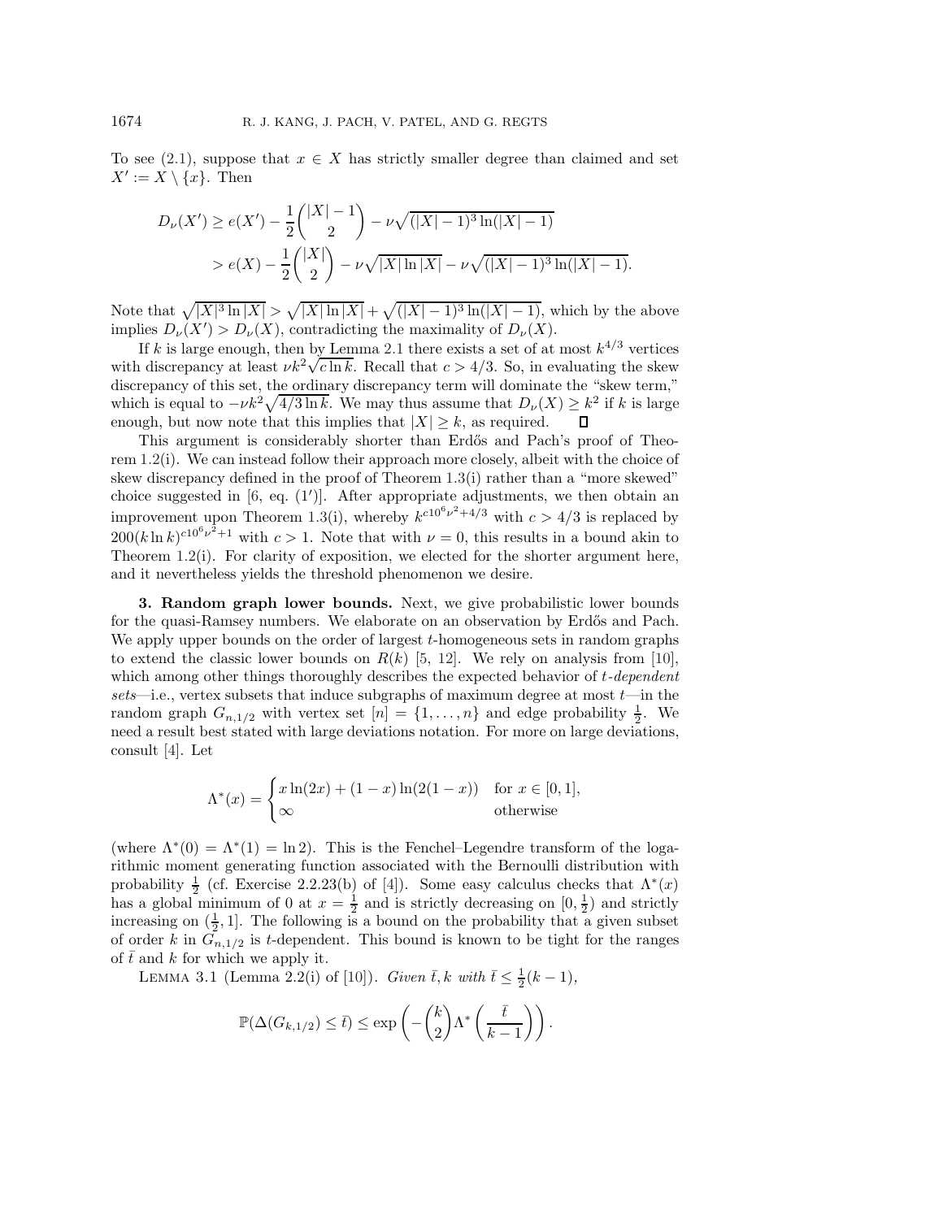To see (2.1), suppose that $x \in X$ has strictly smaller degree than claimed and set $X' := X \setminus \{x\}$. Then

$$
\begin{aligned}
D_\nu(X') &\geq e(X') - \frac{1}{2}\binom{|X|-1}{2} - \nu\sqrt{(|X|-1)^3 \ln(|X|-1)} \\
&> e(X) - \frac{1}{2}\binom{|X|}{2} - \nu\sqrt{|X|\ln|X|} - \nu\sqrt{(|X|-1)^3\ln(|X|-1)}.
\end{aligned}
$$

Note that $\sqrt{|X|^3 \ln|X|} > \sqrt{|X|\ln|X|} + \sqrt{(|X|-1)^3\ln(|X|-1)}$, which by the above implies $D_\nu(X') > D_\nu(X)$, contradicting the maximality of $D_\nu(X)$.

If $k$ is large enough, then by Lemma 2.1 there exists a set of at most $k^{4/3}$ vertices with discrepancy at least $\nu k^2\sqrt{c \ln k}$. Recall that $c > 4/3$. So, in evaluating the skew discrepancy of this set, the ordinary discrepancy term will dominate the "skew term," which is equal to $-\nu k^2 \sqrt{4/3 \ln k}$. We may thus assume that $D_\nu(X) \geq k^2$ if $k$ is large enough, but now note that this implies that $|X| \geq k$, as required. $\square$

This argument is considerably shorter than Erdős and Pach's proof of Theorem 1.2(i). We can instead follow their approach more closely, albeit with the choice of skew discrepancy defined in the proof of Theorem 1.3(i) rather than a "more skewed" choice suggested in [6, eq. (1′)]. After appropriate adjustments, we then obtain an improvement upon Theorem 1.3(i), whereby $k^{c10^6\nu^2+4/3}$ with $c > 4/3$ is replaced by $200(k \ln k)^{c10^6\nu^2+1}$ with $c > 1$. Note that with $\nu = 0$, this results in a bound akin to Theorem 1.2(i). For clarity of exposition, we elected for the shorter argument here, and it nevertheless yields the threshold phenomenon we desire.

## 3. Random graph lower bounds.

Next, we give probabilistic lower bounds for the quasi-Ramsey numbers. We elaborate on an observation by Erdős and Pach. We apply upper bounds on the order of largest $t$-homogeneous sets in random graphs to extend the classic lower bounds on $R(k)$ [5, 12]. We rely on analysis from [10], which among other things thoroughly describes the expected behavior of *$t$-dependent sets*—i.e., vertex subsets that induce subgraphs of maximum degree at most $t$—in the random graph $G_{n,1/2}$ with vertex set $[n] = \{1, \ldots, n\}$ and edge probability $\frac{1}{2}$. We need a result best stated with large deviations notation. For more on large deviations, consult [4]. Let

$$
\Lambda^*(x) = \begin{cases} x\ln(2x) + (1-x)\ln(2(1-x)) & \text{for } x \in [0,1], \\ \infty & \text{otherwise} \end{cases}
$$

(where $\Lambda^*(0) = \Lambda^*(1) = \ln 2$). This is the Fenchel–Legendre transform of the logarithmic moment generating function associated with the Bernoulli distribution with probability $\frac{1}{2}$ (cf. Exercise 2.2.23(b) of [4]). Some easy calculus checks that $\Lambda^*(x)$ has a global minimum of 0 at $x = \frac{1}{2}$ and is strictly decreasing on $[0, \frac{1}{2})$ and strictly increasing on $(\frac{1}{2}, 1]$. The following is a bound on the probability that a given subset of order $k$ in $G_{n,1/2}$ is $t$-dependent. This bound is known to be tight for the ranges of $\bar{t}$ and $k$ for which we apply it.

Lemma 3.1 (Lemma 2.2(i) of [10]). *Given $\bar{t}, k$ with $\bar{t} \leq \frac{1}{2}(k-1)$,*

$$
\mathbb{P}(\Delta(G_{k,1/2}) \leq \bar{t}) \leq \exp\left(-\binom{k}{2}\Lambda^*\left(\frac{\bar{t}}{k-1}\right)\right).
$$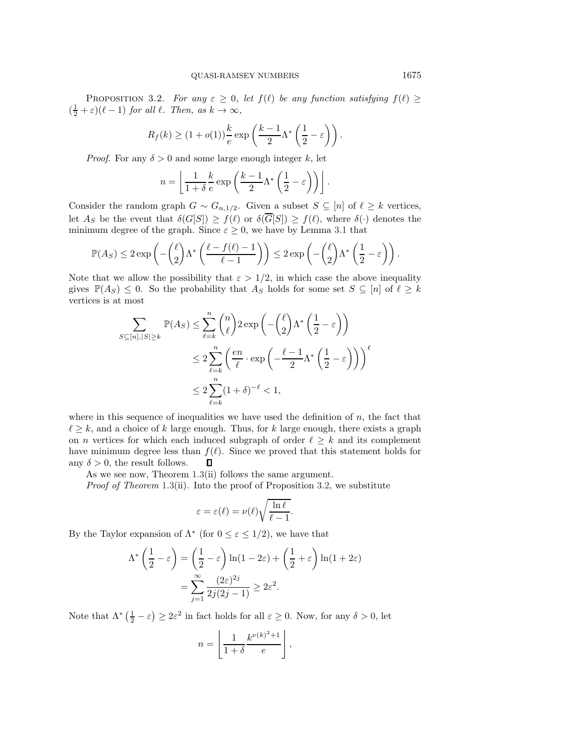**Proposition 3.2.** *For any $\varepsilon \geq 0$, let $f(\ell)$ be any function satisfying $f(\ell) \geq (\frac{1}{2}+\varepsilon)(\ell-1)$ for all $\ell$. Then, as $k \to \infty$,*

$$R_f(k) \geq (1+o(1))\frac{k}{e}\exp\left(\frac{k-1}{2}\Lambda^*\left(\frac{1}{2}-\varepsilon\right)\right).$$

*Proof.* For any $\delta > 0$ and some large enough integer $k$, let

$$n = \left\lfloor \frac{1}{1+\delta}\frac{k}{e}\exp\left(\frac{k-1}{2}\Lambda^*\left(\frac{1}{2}-\varepsilon\right)\right)\right\rfloor.$$

Consider the random graph $G \sim G_{n,1/2}$. Given a subset $S \subseteq [n]$ of $\ell \geq k$ vertices, let $A_S$ be the event that $\delta(G[S]) \geq f(\ell)$ or $\delta(\overline{G}[S]) \geq f(\ell)$, where $\delta(\cdot)$ denotes the minimum degree of the graph. Since $\varepsilon \geq 0$, we have by Lemma 3.1 that

$$\mathbb{P}(A_S) \leq 2\exp\left(-\binom{\ell}{2}\Lambda^*\left(\frac{\ell - f(\ell) - 1}{\ell-1}\right)\right) \leq 2\exp\left(-\binom{\ell}{2}\Lambda^*\left(\frac{1}{2}-\varepsilon\right)\right).$$

Note that we allow the possibility that $\varepsilon > 1/2$, in which case the above inequality gives $\mathbb{P}(A_S) \leq 0$. So the probability that $A_S$ holds for some set $S \subseteq [n]$ of $\ell \geq k$ vertices is at most

$$\begin{aligned}
\sum_{S\subseteq[n],|S|\geq k} \mathbb{P}(A_S) &\leq \sum_{\ell=k}^{n}\binom{n}{\ell}2\exp\left(-\binom{\ell}{2}\Lambda^*\left(\frac{1}{2}-\varepsilon\right)\right)\\
&\leq 2\sum_{\ell=k}^{n}\left(\frac{en}{\ell}\cdot\exp\left(-\frac{\ell-1}{2}\Lambda^*\left(\frac{1}{2}-\varepsilon\right)\right)\right)^{\ell}\\
&\leq 2\sum_{\ell=k}^{n}(1+\delta)^{-\ell} < 1,
\end{aligned}$$

where in this sequence of inequalities we have used the definition of $n$, the fact that $\ell \geq k$, and a choice of $k$ large enough. Thus, for $k$ large enough, there exists a graph on $n$ vertices for which each induced subgraph of order $\ell \geq k$ and its complement have minimum degree less than $f(\ell)$. Since we proved that this statement holds for any $\delta > 0$, the result follows. $\square$

As we see now, Theorem 1.3(ii) follows the same argument.

*Proof of Theorem* 1.3(ii). Into the proof of Proposition 3.2, we substitute

$$\varepsilon = \varepsilon(\ell) = \nu(\ell)\sqrt{\frac{\ln \ell}{\ell-1}}.$$

By the Taylor expansion of $\Lambda^*$ (for $0 \leq \varepsilon \leq 1/2$), we have that

$$\begin{aligned}
\Lambda^*\left(\frac{1}{2}-\varepsilon\right) &= \left(\frac{1}{2}-\varepsilon\right)\ln(1-2\varepsilon) + \left(\frac{1}{2}+\varepsilon\right)\ln(1+2\varepsilon)\\
&= \sum_{j=1}^{\infty}\frac{(2\varepsilon)^{2j}}{2j(2j-1)} \geq 2\varepsilon^2.
\end{aligned}$$

Note that $\Lambda^*\left(\frac{1}{2}-\varepsilon\right) \geq 2\varepsilon^2$ in fact holds for all $\varepsilon \geq 0$. Now, for any $\delta > 0$, let

$$n = \left\lfloor \frac{1}{1+\delta}\frac{k^{\nu(k)^2+1}}{e}\right\rfloor,$$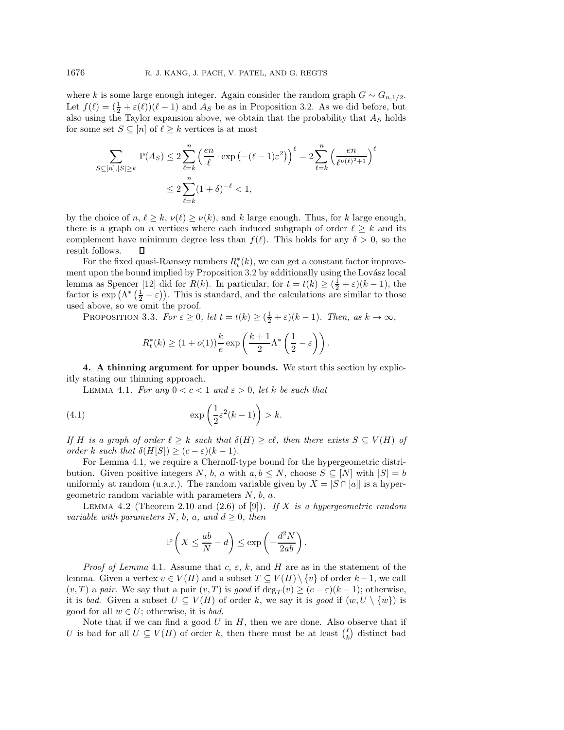where $k$ is some large enough integer. Again consider the random graph $G \sim G_{n,1/2}$. Let $f(\ell) = (\frac{1}{2} + \varepsilon(\ell))(\ell - 1)$ and $A_S$ be as in Proposition 3.2. As we did before, but also using the Taylor expansion above, we obtain that the probability that $A_S$ holds for some set $S \subseteq [n]$ of $\ell \geq k$ vertices is at most

$$\sum_{S \subseteq [n], |S| \geq k} \mathbb{P}(A_S) \leq 2 \sum_{\ell=k}^{n} \left( \frac{en}{\ell} \cdot \exp\left(-(\ell-1)\varepsilon^2\right) \right)^{\ell} = 2 \sum_{\ell=k}^{n} \left( \frac{en}{\ell^{\nu(\ell)^2+1}} \right)^{\ell}$$

$$\leq 2 \sum_{\ell=k}^{n} (1+\delta)^{-\ell} < 1,$$

by the choice of $n$, $\ell \geq k$, $\nu(\ell) \geq \nu(k)$, and $k$ large enough. Thus, for $k$ large enough, there is a graph on $n$ vertices where each induced subgraph of order $\ell \geq k$ and its complement have minimum degree less than $f(\ell)$. This holds for any $\delta > 0$, so the result follows. $\square$

For the fixed quasi-Ramsey numbers $R_t^*(k)$, we can get a constant factor improvement upon the bound implied by Proposition 3.2 by additionally using the Lovász local lemma as Spencer [12] did for $R(k)$. In particular, for $t = t(k) \geq (\frac{1}{2} + \varepsilon)(k-1)$, the factor is $\exp\left(\Lambda^*\left(\frac{1}{2} - \varepsilon\right)\right)$. This is standard, and the calculations are similar to those used above, so we omit the proof.

Proposition 3.3. *For $\varepsilon \geq 0$, let $t = t(k) \geq (\frac{1}{2} + \varepsilon)(k-1)$. Then, as $k \to \infty$,*

$$R_t^*(k) \geq (1 + o(1)) \frac{k}{e} \exp\left( \frac{k+1}{2} \Lambda^* \left( \frac{1}{2} - \varepsilon \right) \right).$$

## 4. A thinning argument for upper bounds.

We start this section by explicitly stating our thinning approach.

Lemma 4.1. *For any $0 < c < 1$ and $\varepsilon > 0$, let $k$ be such that*

$$\exp\left( \frac{1}{2} \varepsilon^2 (k-1) \right) > k. \tag{4.1}$$

*If $H$ is a graph of order $\ell \geq k$ such that $\delta(H) \geq c\ell$, then there exists $S \subseteq V(H)$ of order $k$ such that $\delta(H[S]) \geq (c - \varepsilon)(k-1)$.*

For Lemma 4.1, we require a Chernoff-type bound for the hypergeometric distribution. Given positive integers $N$, $b$, $a$ with $a, b \leq N$, choose $S \subseteq [N]$ with $|S| = b$ uniformly at random (u.a.r.). The random variable given by $X = |S \cap [a]|$ is a hypergeometric random variable with parameters $N$, $b$, $a$.

Lemma 4.2 (Theorem 2.10 and (2.6) of [9]). *If $X$ is a hypergeometric random variable with parameters $N$, $b$, $a$, and $d \geq 0$, then*

$$\mathbb{P}\left( X \leq \frac{ab}{N} - d \right) \leq \exp\left( -\frac{d^2 N}{2ab} \right).$$

*Proof of Lemma* 4.1. Assume that $c$, $\varepsilon$, $k$, and $H$ are as in the statement of the lemma. Given a vertex $v \in V(H)$ and a subset $T \subseteq V(H) \setminus \{v\}$ of order $k-1$, we call $(v, T)$ a *pair*. We say that a pair $(v, T)$ is *good* if $\deg_T(v) \geq (c - \varepsilon)(k-1)$; otherwise, it is *bad*. Given a subset $U \subseteq V(H)$ of order $k$, we say it is *good* if $(w, U \setminus \{w\})$ is good for all $w \in U$; otherwise, it is *bad*.

Note that if we can find a good $U$ in $H$, then we are done. Also observe that if $U$ is bad for all $U \subseteq V(H)$ of order $k$, then there must be at least $\binom{\ell}{k}$ distinct bad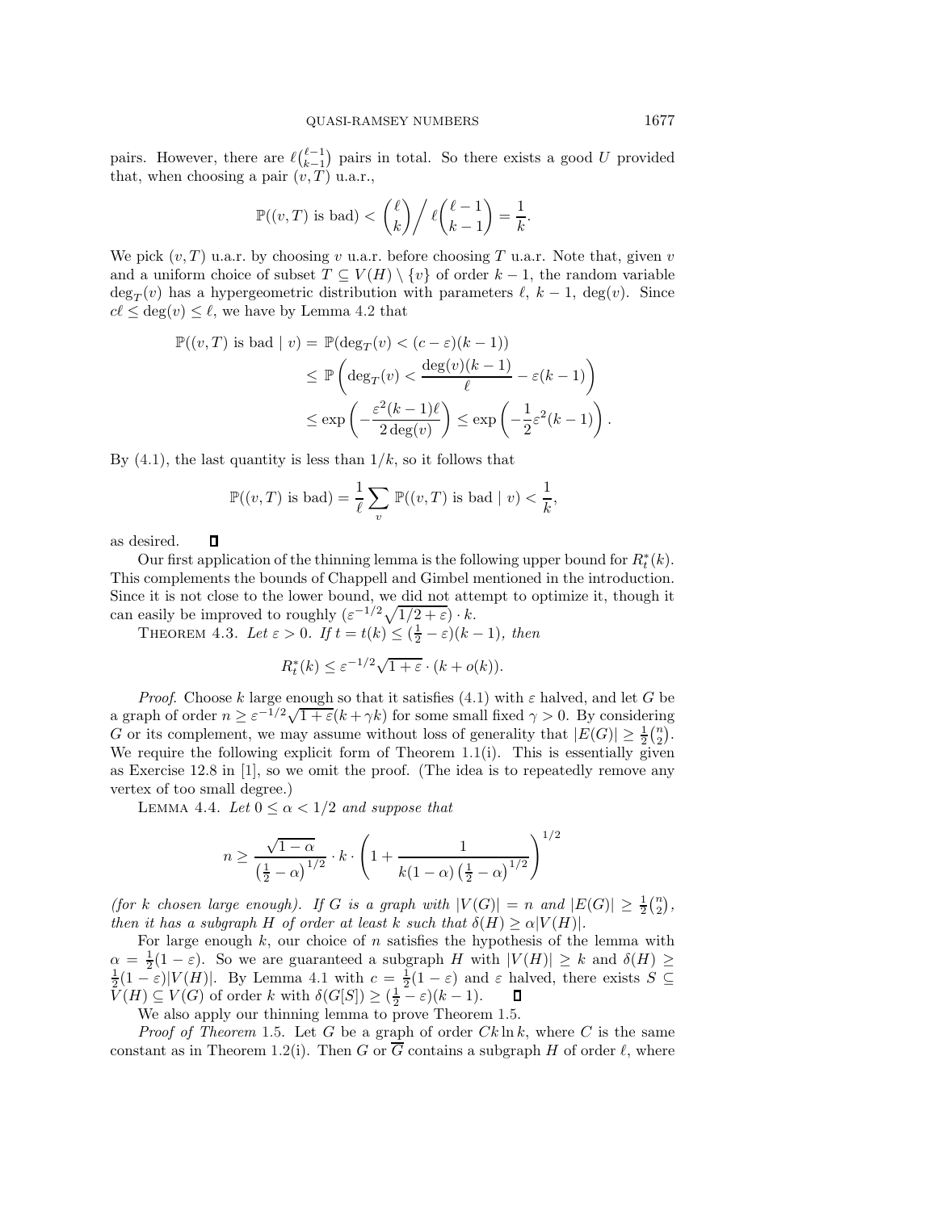pairs. However, there are $\ell\binom{\ell-1}{k-1}$ pairs in total. So there exists a good $U$ provided that, when choosing a pair $(v, T)$ u.a.r.,

$$\mathbb{P}((v,T) \text{ is bad}) < \binom{\ell}{k} \Big/ \ell\binom{\ell-1}{k-1} = \frac{1}{k}.$$

We pick $(v, T)$ u.a.r. by choosing $v$ u.a.r. before choosing $T$ u.a.r. Note that, given $v$ and a uniform choice of subset $T \subseteq V(H) \setminus \{v\}$ of order $k-1$, the random variable $\deg_T(v)$ has a hypergeometric distribution with parameters $\ell$, $k-1$, $\deg(v)$. Since $c\ell \leq \deg(v) \leq \ell$, we have by Lemma 4.2 that

$$\begin{aligned}
\mathbb{P}((v,T) \text{ is bad} \mid v) &= \mathbb{P}(\deg_T(v) < (c-\varepsilon)(k-1)) \\
&\leq \mathbb{P}\left(\deg_T(v) < \frac{\deg(v)(k-1)}{\ell} - \varepsilon(k-1)\right) \\
&\leq \exp\left(-\frac{\varepsilon^2(k-1)\ell}{2\deg(v)}\right) \leq \exp\left(-\frac{1}{2}\varepsilon^2(k-1)\right).
\end{aligned}$$

By (4.1), the last quantity is less than $1/k$, so it follows that

$$\mathbb{P}((v,T) \text{ is bad}) = \frac{1}{\ell}\sum_v \mathbb{P}((v,T) \text{ is bad} \mid v) < \frac{1}{k},$$

as desired. ∎

Our first application of the thinning lemma is the following upper bound for $R_t^*(k)$. This complements the bounds of Chappell and Gimbel mentioned in the introduction. Since it is not close to the lower bound, we did not attempt to optimize it, though it can easily be improved to roughly $(\varepsilon^{-1/2}\sqrt{1/2+\varepsilon}) \cdot k$.

THEOREM 4.3. *Let $\varepsilon > 0$. If $t = t(k) \leq (\frac{1}{2} - \varepsilon)(k-1)$, then*

$$R_t^*(k) \leq \varepsilon^{-1/2}\sqrt{1+\varepsilon} \cdot (k + o(k)).$$

*Proof.* Choose $k$ large enough so that it satisfies (4.1) with $\varepsilon$ halved, and let $G$ be a graph of order $n \geq \varepsilon^{-1/2}\sqrt{1+\varepsilon}(k+\gamma k)$ for some small fixed $\gamma > 0$. By considering $G$ or its complement, we may assume without loss of generality that $|E(G)| \geq \frac{1}{2}\binom{n}{2}$. We require the following explicit form of Theorem 1.1(i). This is essentially given as Exercise 12.8 in [1], so we omit the proof. (The idea is to repeatedly remove any vertex of too small degree.)

LEMMA 4.4. *Let $0 \leq \alpha < 1/2$ and suppose that*

$$n \geq \frac{\sqrt{1-\alpha}}{\left(\frac{1}{2}-\alpha\right)^{1/2}} \cdot k \cdot \left(1 + \frac{1}{k(1-\alpha)\left(\frac{1}{2}-\alpha\right)^{1/2}}\right)^{1/2}$$

*(for $k$ chosen large enough). If $G$ is a graph with $|V(G)| = n$ and $|E(G)| \geq \frac{1}{2}\binom{n}{2}$, then it has a subgraph $H$ of order at least $k$ such that $\delta(H) \geq \alpha|V(H)|$.*

For large enough $k$, our choice of $n$ satisfies the hypothesis of the lemma with $\alpha = \frac{1}{2}(1-\varepsilon)$. So we are guaranteed a subgraph $H$ with $|V(H)| \geq k$ and $\delta(H) \geq \frac{1}{2}(1-\varepsilon)|V(H)|$. By Lemma 4.1 with $c = \frac{1}{2}(1-\varepsilon)$ and $\varepsilon$ halved, there exists $S \subseteq V(H) \subseteq V(G)$ of order $k$ with $\delta(G[S]) \geq (\frac{1}{2}-\varepsilon)(k-1)$. ∎

We also apply our thinning lemma to prove Theorem 1.5.

*Proof of Theorem* 1.5. Let $G$ be a graph of order $Ck\ln k$, where $C$ is the same constant as in Theorem 1.2(i). Then $G$ or $\overline{G}$ contains a subgraph $H$ of order $\ell$, where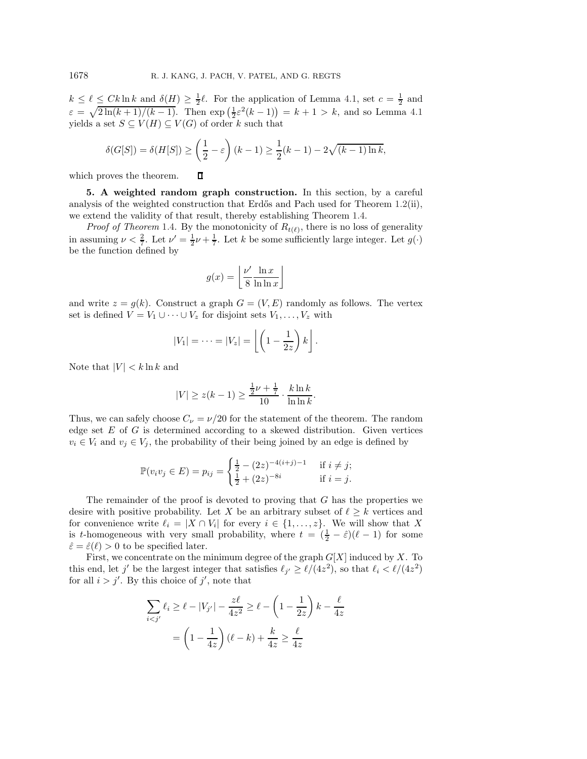$k \le \ell \le Ck \ln k$ and $\delta(H) \ge \frac{1}{2}\ell$. For the application of Lemma 4.1, set $c = \frac{1}{2}$ and $\varepsilon = \sqrt{2\ln(k+1)/(k-1)}$. Then $\exp\left(\frac{1}{2}\varepsilon^2(k-1)\right) = k+1 > k$, and so Lemma 4.1 yields a set $S \subseteq V(H) \subseteq V(G)$ of order $k$ such that

$$\delta(G[S]) = \delta(H[S]) \ge \left(\frac{1}{2} - \varepsilon\right)(k-1) \ge \frac{1}{2}(k-1) - 2\sqrt{(k-1)\ln k},$$

which proves the theorem. $\square$

**5. A weighted random graph construction.** In this section, by a careful analysis of the weighted construction that Erdős and Pach used for Theorem 1.2(ii), we extend the validity of that result, thereby establishing Theorem 1.4.

*Proof of Theorem* 1.4. By the monotonicity of $R_{t(\ell)}$, there is no loss of generality in assuming $\nu < \frac{2}{7}$. Let $\nu' = \frac{1}{2}\nu + \frac{1}{7}$. Let $k$ be some sufficiently large integer. Let $g(\cdot)$ be the function defined by

$$g(x) = \left\lfloor \frac{\nu'}{8} \frac{\ln x}{\ln \ln x} \right\rfloor$$

and write $z = g(k)$. Construct a graph $G = (V, E)$ randomly as follows. The vertex set is defined $V = V_1 \cup \cdots \cup V_z$ for disjoint sets $V_1, \ldots, V_z$ with

$$|V_1| = \cdots = |V_z| = \left\lfloor \left(1 - \frac{1}{2z}\right) k \right\rfloor.$$

Note that $|V| < k \ln k$ and

$$|V| \ge z(k-1) \ge \frac{\frac{1}{2}\nu + \frac{1}{7}}{10} \cdot \frac{k \ln k}{\ln \ln k}.$$

Thus, we can safely choose $C_\nu = \nu/20$ for the statement of the theorem. The random edge set $E$ of $G$ is determined according to a skewed distribution. Given vertices $v_i \in V_i$ and $v_j \in V_j$, the probability of their being joined by an edge is defined by

$$\mathbb{P}(v_i v_j \in E) = p_{ij} = \begin{cases} \frac{1}{2} - (2z)^{-4(i+j)-1} & \text{if } i \ne j; \\ \frac{1}{2} + (2z)^{-8i} & \text{if } i = j. \end{cases}$$

The remainder of the proof is devoted to proving that $G$ has the properties we desire with positive probability. Let $X$ be an arbitrary subset of $\ell \ge k$ vertices and for convenience write $\ell_i = |X \cap V_i|$ for every $i \in \{1, \ldots, z\}$. We will show that $X$ is $t$-homogeneous with very small probability, where $t = (\frac{1}{2} - \hat{\varepsilon})(\ell - 1)$ for some $\hat{\varepsilon} = \hat{\varepsilon}(\ell) > 0$ to be specified later.

First, we concentrate on the minimum degree of the graph $G[X]$ induced by $X$. To this end, let $j'$ be the largest integer that satisfies $\ell_{j'} \ge \ell/(4z^2)$, so that $\ell_i < \ell/(4z^2)$ for all $i > j'$. By this choice of $j'$, note that

$$\begin{aligned} \sum_{i<j'} \ell_i &\ge \ell - |V_{j'}| - \frac{z\ell}{4z^2} \ge \ell - \left(1 - \frac{1}{2z}\right)k - \frac{\ell}{4z} \\ &= \left(1 - \frac{1}{4z}\right)(\ell - k) + \frac{k}{4z} \ge \frac{\ell}{4z} \end{aligned}$$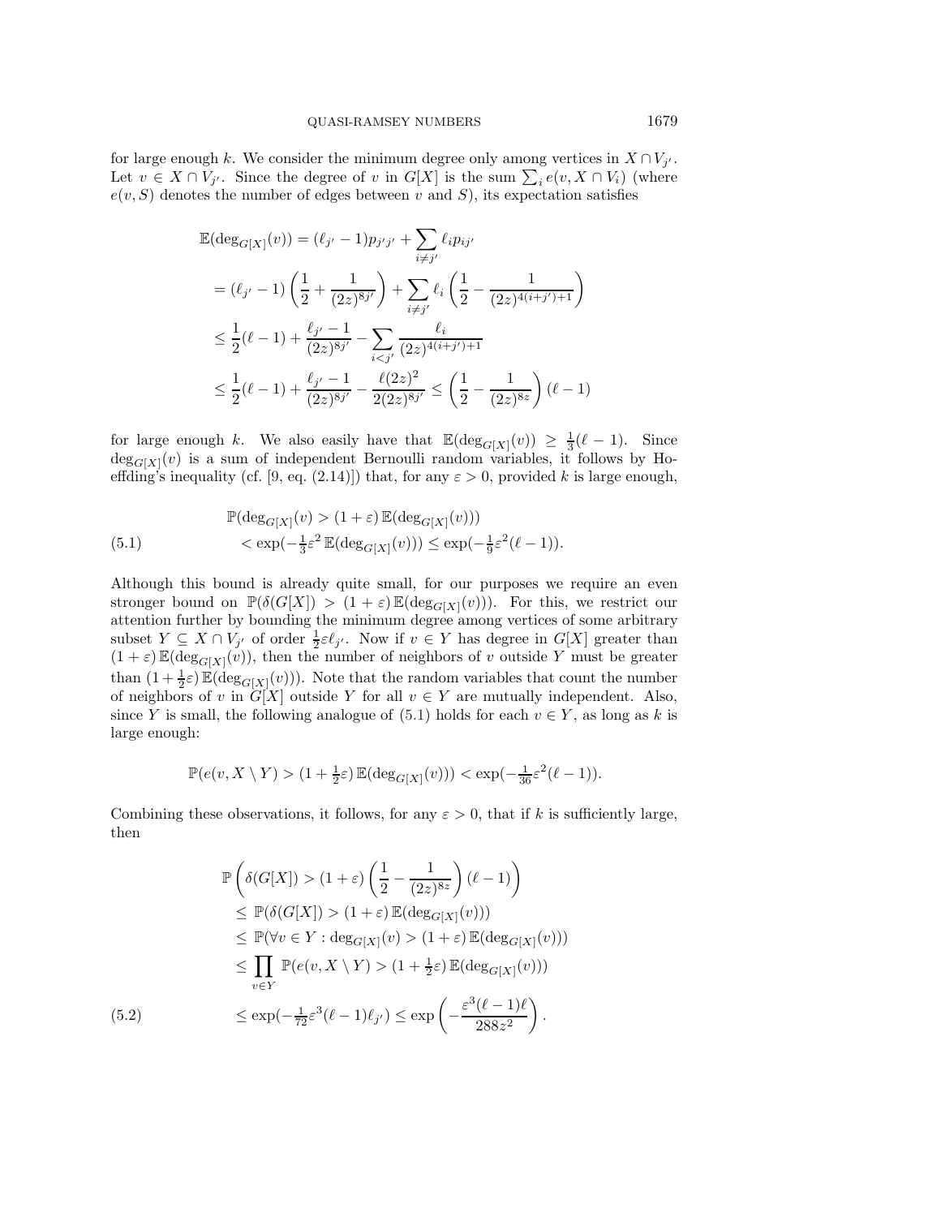for large enough $k$. We consider the minimum degree only among vertices in $X \cap V_{j'}$. Let $v \in X \cap V_{j'}$. Since the degree of $v$ in $G[X]$ is the sum $\sum_i e(v, X \cap V_i)$ (where $e(v, S)$ denotes the number of edges between $v$ and $S$), its expectation satisfies

$$
\begin{aligned}
\mathbb{E}(\deg_{G[X]}(v)) &= (\ell_{j'} - 1)p_{j'j'} + \sum_{i \neq j'} \ell_i p_{ij'} \\
&= (\ell_{j'} - 1)\left(\frac{1}{2} + \frac{1}{(2z)^{8j'}}\right) + \sum_{i \neq j'} \ell_i \left(\frac{1}{2} - \frac{1}{(2z)^{4(i+j')+1}}\right) \\
&\leq \frac{1}{2}(\ell - 1) + \frac{\ell_{j'} - 1}{(2z)^{8j'}} - \sum_{i < j'} \frac{\ell_i}{(2z)^{4(i+j')+1}} \\
&\leq \frac{1}{2}(\ell - 1) + \frac{\ell_{j'} - 1}{(2z)^{8j'}} - \frac{\ell(2z)^2}{2(2z)^{8j'}} \leq \left(\frac{1}{2} - \frac{1}{(2z)^{8z}}\right)(\ell - 1)
\end{aligned}
$$

for large enough $k$. We also easily have that $\mathbb{E}(\deg_{G[X]}(v)) \geq \frac{1}{3}(\ell - 1)$. Since $\deg_{G[X]}(v)$ is a sum of independent Bernoulli random variables, it follows by Hoeffding's inequality (cf. [9, eq. (2.14)]) that, for any $\varepsilon > 0$, provided $k$ is large enough,

$$
\begin{aligned}
&\mathbb{P}(\deg_{G[X]}(v) > (1 + \varepsilon)\,\mathbb{E}(\deg_{G[X]}(v))) \\
&\qquad < \exp(-\tfrac{1}{3}\varepsilon^2\,\mathbb{E}(\deg_{G[X]}(v))) \leq \exp(-\tfrac{1}{9}\varepsilon^2(\ell - 1)).
\end{aligned} \tag{5.1}
$$

Although this bound is already quite small, for our purposes we require an even stronger bound on $\mathbb{P}(\delta(G[X]) > (1 + \varepsilon)\,\mathbb{E}(\deg_{G[X]}(v)))$. For this, we restrict our attention further by bounding the minimum degree among vertices of some arbitrary subset $Y \subseteq X \cap V_{j'}$ of order $\frac{1}{2}\varepsilon\ell_{j'}$. Now if $v \in Y$ has degree in $G[X]$ greater than $(1 + \varepsilon)\,\mathbb{E}(\deg_{G[X]}(v))$, then the number of neighbors of $v$ outside $Y$ must be greater than $(1 + \frac{1}{2}\varepsilon)\,\mathbb{E}(\deg_{G[X]}(v)))$. Note that the random variables that count the number of neighbors of $v$ in $G[X]$ outside $Y$ for all $v \in Y$ are mutually independent. Also, since $Y$ is small, the following analogue of (5.1) holds for each $v \in Y$, as long as $k$ is large enough:

$$
\mathbb{P}(e(v, X \setminus Y) > (1 + \tfrac{1}{2}\varepsilon)\,\mathbb{E}(\deg_{G[X]}(v))) < \exp(-\tfrac{1}{36}\varepsilon^2(\ell - 1)).
$$

Combining these observations, it follows, for any $\varepsilon > 0$, that if $k$ is sufficiently large, then

$$
\begin{aligned}
&\mathbb{P}\left(\delta(G[X]) > (1 + \varepsilon)\left(\frac{1}{2} - \frac{1}{(2z)^{8z}}\right)(\ell - 1)\right) \\
&\quad \leq \mathbb{P}(\delta(G[X]) > (1 + \varepsilon)\,\mathbb{E}(\deg_{G[X]}(v))) \\
&\quad \leq \mathbb{P}(\forall v \in Y : \deg_{G[X]}(v) > (1 + \varepsilon)\,\mathbb{E}(\deg_{G[X]}(v))) \\
&\quad \leq \prod_{v \in Y} \mathbb{P}(e(v, X \setminus Y) > (1 + \tfrac{1}{2}\varepsilon)\,\mathbb{E}(\deg_{G[X]}(v))) \\
&\quad \leq \exp(-\tfrac{1}{72}\varepsilon^3(\ell - 1)\ell_{j'}) \leq \exp\left(-\frac{\varepsilon^3(\ell - 1)\ell}{288z^2}\right).
\end{aligned} \tag{5.2}
$$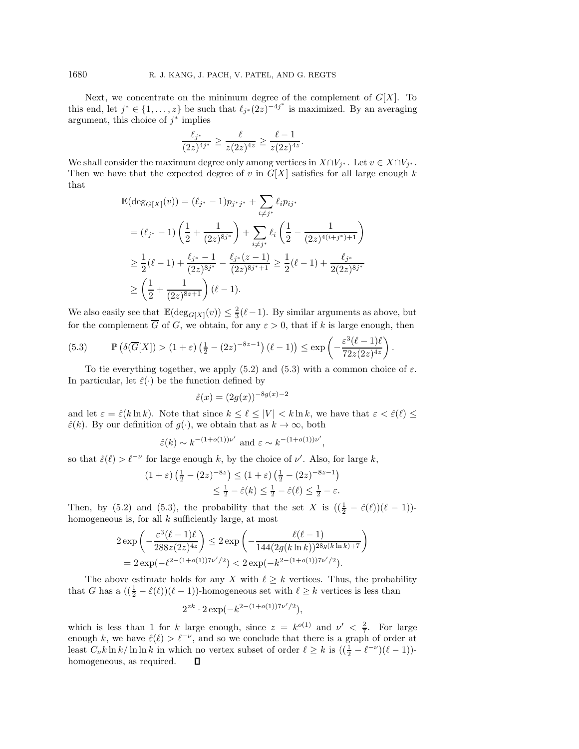Next, we concentrate on the minimum degree of the complement of $G[X]$. To this end, let $j^* \in \{1, \ldots, z\}$ be such that $\ell_{j^*}(2z)^{-4j^*}$ is maximized. By an averaging argument, this choice of $j^*$ implies

$$\frac{\ell_{j^*}}{(2z)^{4j^*}} \geq \frac{\ell}{z(2z)^{4z}} \geq \frac{\ell - 1}{z(2z)^{4z}}.$$

We shall consider the maximum degree only among vertices in $X \cap V_{j^*}$. Let $v \in X \cap V_{j^*}$. Then we have that the expected degree of $v$ in $G[X]$ satisfies for all large enough $k$ that

$$\begin{aligned}
\mathbb{E}(\deg_{G[X]}(v)) &= (\ell_{j^*} - 1)p_{j^*j^*} + \sum_{i \neq j^*} \ell_i p_{ij^*} \\
&= (\ell_{j^*} - 1)\left(\frac{1}{2} + \frac{1}{(2z)^{8j^*}}\right) + \sum_{i \neq j^*} \ell_i \left(\frac{1}{2} - \frac{1}{(2z)^{4(i+j^*)+1}}\right) \\
&\geq \frac{1}{2}(\ell - 1) + \frac{\ell_{j^*} - 1}{(2z)^{8j^*}} - \frac{\ell_{j^*}(z-1)}{(2z)^{8j^*+1}} \geq \frac{1}{2}(\ell - 1) + \frac{\ell_{j^*}}{2(2z)^{8j^*}} \\
&\geq \left(\frac{1}{2} + \frac{1}{(2z)^{8z+1}}\right)(\ell - 1).
\end{aligned}$$

We also easily see that $\mathbb{E}(\deg_{G[X]}(v)) \leq \frac{2}{3}(\ell - 1)$. By similar arguments as above, but for the complement $\overline{G}$ of $G$, we obtain, for any $\varepsilon > 0$, that if $k$ is large enough, then

$$\mathbb{P}\left(\delta(\overline{G}[X]) > (1+\varepsilon)\left(\tfrac{1}{2} - (2z)^{-8z-1}\right)(\ell - 1)\right) \leq \exp\left(-\frac{\varepsilon^3(\ell-1)\ell}{72z(2z)^{4z}}\right). \tag{5.3}$$

To tie everything together, we apply (5.2) and (5.3) with a common choice of $\varepsilon$. In particular, let $\hat{\varepsilon}(\cdot)$ be the function defined by

$$\hat{\varepsilon}(x) = (2g(x))^{-8g(x)-2}$$

and let $\varepsilon = \hat{\varepsilon}(k \ln k)$. Note that since $k \leq \ell \leq |V| < k \ln k$, we have that $\varepsilon < \hat{\varepsilon}(\ell) \leq \hat{\varepsilon}(k)$. By our definition of $g(\cdot)$, we obtain that as $k \to \infty$, both

$$\hat{\varepsilon}(k) \sim k^{-(1+o(1))\nu'} \text{ and } \varepsilon \sim k^{-(1+o(1))\nu'},$$

so that $\hat{\varepsilon}(\ell) > \ell^{-\nu}$ for large enough $k$, by the choice of $\nu'$. Also, for large $k$,

$$\begin{aligned}
(1+\varepsilon)\left(\tfrac{1}{2} - (2z)^{-8z}\right) &\leq (1+\varepsilon)\left(\tfrac{1}{2} - (2z)^{-8z-1}\right) \\
&\leq \tfrac{1}{2} - \hat{\varepsilon}(k) \leq \tfrac{1}{2} - \hat{\varepsilon}(\ell) \leq \tfrac{1}{2} - \varepsilon.
\end{aligned}$$

Then, by (5.2) and (5.3), the probability that the set $X$ is $((\frac{1}{2} - \hat{\varepsilon}(\ell))(\ell - 1))$-homogeneous is, for all $k$ sufficiently large, at most

$$\begin{aligned}
2\exp\left(-\frac{\varepsilon^3(\ell-1)\ell}{288z(2z)^{4z}}\right) &\leq 2\exp\left(-\frac{\ell(\ell-1)}{144(2g(k\ln k))^{28g(k\ln k)+7}}\right) \\
&= 2\exp(-\ell^{2-(1+o(1))7\nu'/2}) < 2\exp(-k^{2-(1+o(1))7\nu'/2}).
\end{aligned}$$

The above estimate holds for any $X$ with $\ell \geq k$ vertices. Thus, the probability that $G$ has a $((\frac{1}{2} - \hat{\varepsilon}(\ell))(\ell - 1))$-homogeneous set with $\ell \geq k$ vertices is less than

$$2^{zk} \cdot 2\exp(-k^{2-(1+o(1))7\nu'/2}),$$

which is less than 1 for $k$ large enough, since $z = k^{o(1)}$ and $\nu' < \frac{2}{7}$. For large enough $k$, we have $\hat{\varepsilon}(\ell) > \ell^{-\nu}$, and so we conclude that there is a graph of order at least $C_\nu k \ln k / \ln\ln k$ in which no vertex subset of order $\ell \geq k$ is $((\frac{1}{2} - \ell^{-\nu})(\ell - 1))$-homogeneous, as required. ∎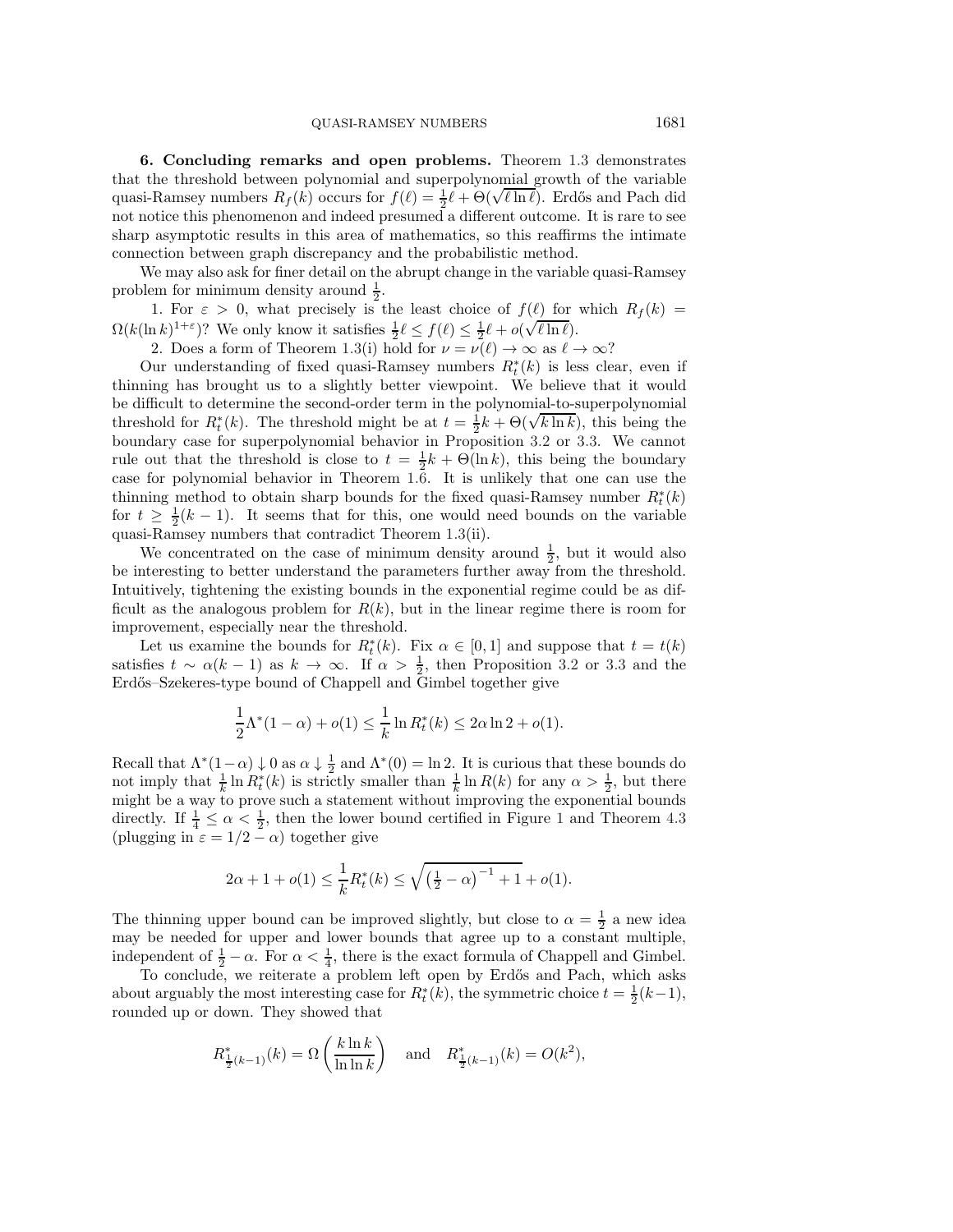**6. Concluding remarks and open problems.** Theorem 1.3 demonstrates that the threshold between polynomial and superpolynomial growth of the variable quasi-Ramsey numbers $R_f(k)$ occurs for $f(\ell) = \frac{1}{2}\ell + \Theta(\sqrt{\ell \ln \ell})$. Erdős and Pach did not notice this phenomenon and indeed presumed a different outcome. It is rare to see sharp asymptotic results in this area of mathematics, so this reaffirms the intimate connection between graph discrepancy and the probabilistic method.

We may also ask for finer detail on the abrupt change in the variable quasi-Ramsey problem for minimum density around $\frac{1}{2}$.

1. For $\varepsilon > 0$, what precisely is the least choice of $f(\ell)$ for which $R_f(k) = \Omega(k(\ln k)^{1+\varepsilon})$? We only know it satisfies $\frac{1}{2}\ell \le f(\ell) \le \frac{1}{2}\ell + o(\sqrt{\ell \ln \ell})$.

2. Does a form of Theorem 1.3(i) hold for $\nu = \nu(\ell) \to \infty$ as $\ell \to \infty$?

Our understanding of fixed quasi-Ramsey numbers $R^*_t(k)$ is less clear, even if thinning has brought us to a slightly better viewpoint. We believe that it would be difficult to determine the second-order term in the polynomial-to-superpolynomial threshold for $R^*_t(k)$. The threshold might be at $t = \frac{1}{2}k + \Theta(\sqrt{k \ln k})$, this being the boundary case for superpolynomial behavior in Proposition 3.2 or 3.3. We cannot rule out that the threshold is close to $t = \frac{1}{2}k + \Theta(\ln k)$, this being the boundary case for polynomial behavior in Theorem 1.6. It is unlikely that one can use the thinning method to obtain sharp bounds for the fixed quasi-Ramsey number $R^*_t(k)$ for $t \ge \frac{1}{2}(k-1)$. It seems that for this, one would need bounds on the variable quasi-Ramsey numbers that contradict Theorem 1.3(ii).

We concentrated on the case of minimum density around $\frac{1}{2}$, but it would also be interesting to better understand the parameters further away from the threshold. Intuitively, tightening the existing bounds in the exponential regime could be as difficult as the analogous problem for $R(k)$, but in the linear regime there is room for improvement, especially near the threshold.

Let us examine the bounds for $R^*_t(k)$. Fix $\alpha \in [0,1]$ and suppose that $t = t(k)$ satisfies $t \sim \alpha(k-1)$ as $k \to \infty$. If $\alpha > \frac{1}{2}$, then Proposition 3.2 or 3.3 and the Erdős–Szekeres-type bound of Chappell and Gimbel together give

$$\frac{1}{2}\Lambda^*(1-\alpha) + o(1) \le \frac{1}{k}\ln R^*_t(k) \le 2\alpha \ln 2 + o(1).$$

Recall that $\Lambda^*(1-\alpha) \downarrow 0$ as $\alpha \downarrow \frac{1}{2}$ and $\Lambda^*(0) = \ln 2$. It is curious that these bounds do not imply that $\frac{1}{k}\ln R^*_t(k)$ is strictly smaller than $\frac{1}{k}\ln R(k)$ for any $\alpha > \frac{1}{2}$, but there might be a way to prove such a statement without improving the exponential bounds directly. If $\frac{1}{4} \le \alpha < \frac{1}{2}$, then the lower bound certified in Figure 1 and Theorem 4.3 (plugging in $\varepsilon = 1/2 - \alpha$) together give

$$2\alpha + 1 + o(1) \le \frac{1}{k}R^*_t(k) \le \sqrt{\left(\tfrac{1}{2} - \alpha\right)^{-1} + 1} + o(1).$$

The thinning upper bound can be improved slightly, but close to $\alpha = \frac{1}{2}$ a new idea may be needed for upper and lower bounds that agree up to a constant multiple, independent of $\frac{1}{2} - \alpha$. For $\alpha < \frac{1}{4}$, there is the exact formula of Chappell and Gimbel.

To conclude, we reiterate a problem left open by Erdős and Pach, which asks about arguably the most interesting case for $R^*_t(k)$, the symmetric choice $t = \frac{1}{2}(k-1)$, rounded up or down. They showed that

$$R^*_{\frac{1}{2}(k-1)}(k) = \Omega\left(\frac{k \ln k}{\ln \ln k}\right) \quad \text{and} \quad R^*_{\frac{1}{2}(k-1)}(k) = O(k^2),$$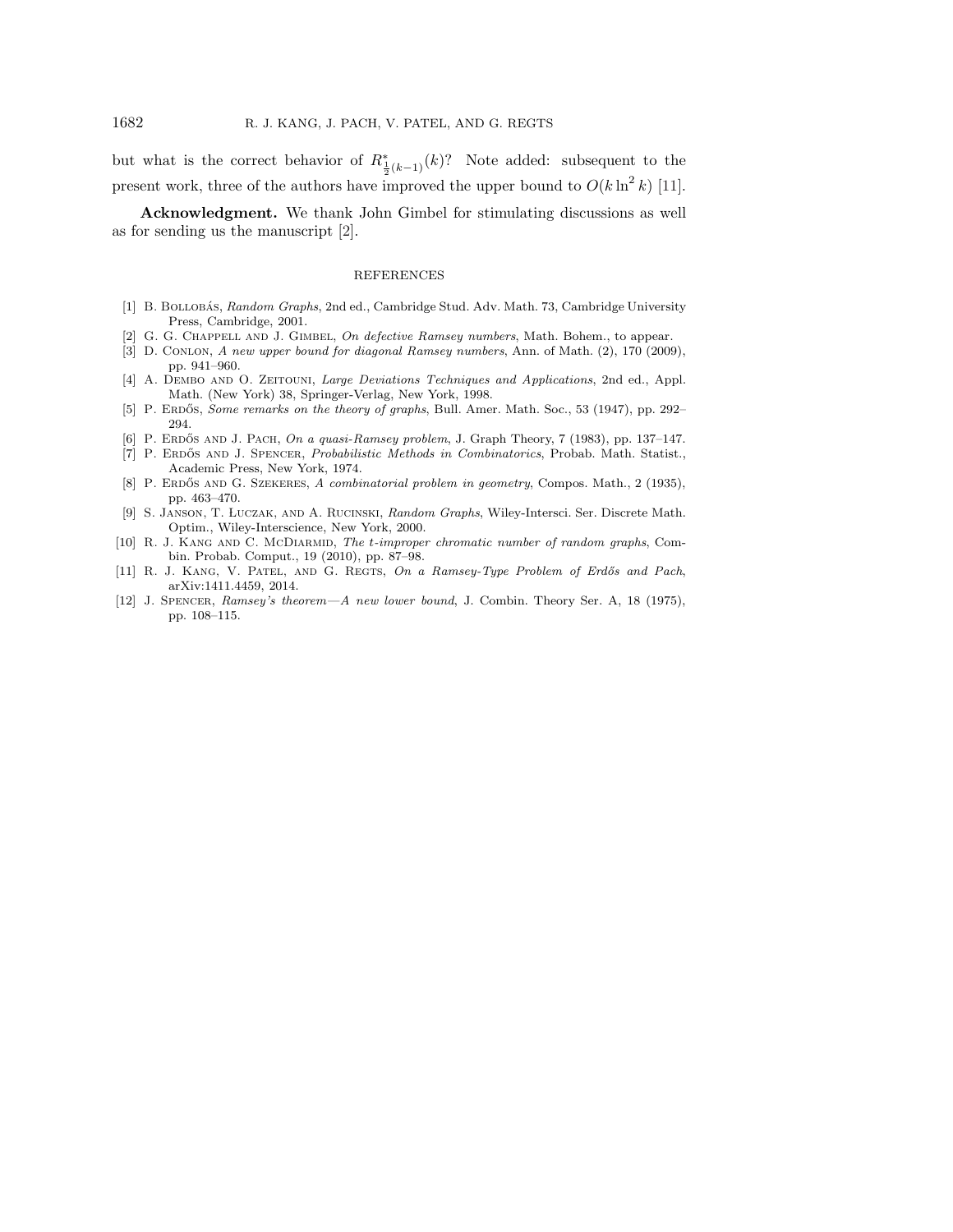but what is the correct behavior of $R^*_{\frac{1}{2}(k-1)}(k)$? Note added: subsequent to the present work, three of the authors have improved the upper bound to $O(k \ln^2 k)$ [11].

**Acknowledgment.** We thank John Gimbel for stimulating discussions as well as for sending us the manuscript [2].

## REFERENCES

[1] B. Bollobás, *Random Graphs*, 2nd ed., Cambridge Stud. Adv. Math. 73, Cambridge University Press, Cambridge, 2001.

[2] G. G. Chappell and J. Gimbel, *On defective Ramsey numbers*, Math. Bohem., to appear.

[3] D. Conlon, *A new upper bound for diagonal Ramsey numbers*, Ann. of Math. (2), 170 (2009), pp. 941–960.

[4] A. Dembo and O. Zeitouni, *Large Deviations Techniques and Applications*, 2nd ed., Appl. Math. (New York) 38, Springer-Verlag, New York, 1998.

[5] P. Erdős, *Some remarks on the theory of graphs*, Bull. Amer. Math. Soc., 53 (1947), pp. 292–294.

[6] P. Erdős and J. Pach, *On a quasi-Ramsey problem*, J. Graph Theory, 7 (1983), pp. 137–147.

[7] P. Erdős and J. Spencer, *Probabilistic Methods in Combinatorics*, Probab. Math. Statist., Academic Press, New York, 1974.

[8] P. Erdős and G. Szekeres, *A combinatorial problem in geometry*, Compos. Math., 2 (1935), pp. 463–470.

[9] S. Janson, T. Łuczak, and A. Rucinski, *Random Graphs*, Wiley-Intersci. Ser. Discrete Math. Optim., Wiley-Interscience, New York, 2000.

[10] R. J. Kang and C. McDiarmid, *The t-improper chromatic number of random graphs*, Combin. Probab. Comput., 19 (2010), pp. 87–98.

[11] R. J. Kang, V. Patel, and G. Regts, *On a Ramsey-Type Problem of Erdős and Pach*, arXiv:1411.4459, 2014.

[12] J. Spencer, *Ramsey's theorem—A new lower bound*, J. Combin. Theory Ser. A, 18 (1975), pp. 108–115.